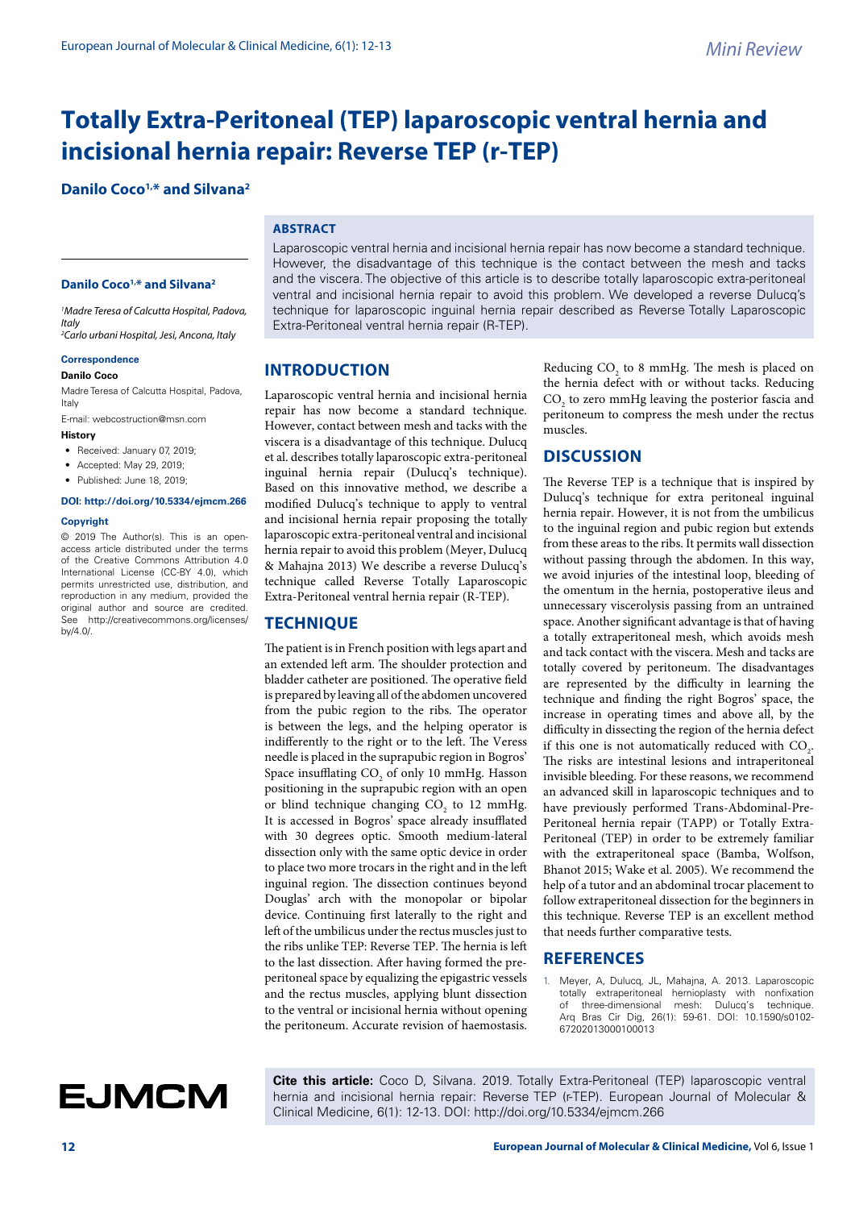Mini Review

# Totally Extra-Peritoneal (TEP) laparoscopic ventral hernia and incisional hernia repair: Reverse TEP (r-TEP)

**Danilo Coco[1,*] and Silvana[2]**

## ABSTRACT

Laparoscopic ventral hernia and incisional hernia repair has now become a standard technique. However, the disadvantage of this technique is the contact between the mesh and tacks and the viscera. The objective of this article is to describe totally laparoscopic extra-peritoneal ventral and incisional hernia repair to avoid this problem. We developed a reverse Dulucq's technique for laparoscopic inguinal hernia repair described as Reverse Totally Laparoscopic Extra-Peritoneal ventral hernia repair (R-TEP).

**Danilo Coco[1,*] and Silvana[2]**

[1]*Madre Teresa of Calcutta Hospital, Padova, Italy*
[2]*Carlo urbani Hospital, Jesi, Ancona, Italy*

**Correspondence**

**Danilo Coco**

Madre Teresa of Calcutta Hospital, Padova, Italy

E-mail: webcostruction@msn.com

**History**

- Received: January 07, 2019;
- Accepted: May 29, 2019;
- Published: June 18, 2019;

**DOI: http://doi.org/10.5334/ejmcm.266**

**Copyright**

© 2019 The Author(s). This is an open-access article distributed under the terms of the Creative Commons Attribution 4.0 International License (CC-BY 4.0), which permits unrestricted use, distribution, and reproduction in any medium, provided the original author and source are credited. See http://creativecommons.org/licenses/by/4.0/.

## INTRODUCTION

Laparoscopic ventral hernia and incisional hernia repair has now become a standard technique. However, contact between mesh and tacks with the viscera is a disadvantage of this technique. Dulucq et al. describes totally laparoscopic extra-peritoneal inguinal hernia repair (Dulucq's technique). Based on this innovative method, we describe a modified Dulucq's technique to apply to ventral and incisional hernia repair proposing the totally laparoscopic extra-peritoneal ventral and incisional hernia repair to avoid this problem (Meyer, Dulucq & Mahajna 2013) We describe a reverse Dulucq's technique called Reverse Totally Laparoscopic Extra-Peritoneal ventral hernia repair (R-TEP).

## TECHNIQUE

The patient is in French position with legs apart and an extended left arm. The shoulder protection and bladder catheter are positioned. The operative field is prepared by leaving all of the abdomen uncovered from the pubic region to the ribs. The operator is between the legs, and the helping operator is indifferently to the right or to the left. The Veress needle is placed in the suprapubic region in Bogros' Space insufflating $CO_2$ of only 10 mmHg. Hasson positioning in the suprapubic region with an open or blind technique changing $CO_2$ to 12 mmHg. It is accessed in Bogros' space already insufflated with 30 degrees optic. Smooth medium-lateral dissection only with the same optic device in order to place two more trocars in the right and in the left inguinal region. The dissection continues beyond Douglas' arch with the monopolar or bipolar device. Continuing first laterally to the right and left of the umbilicus under the rectus muscles just to the ribs unlike TEP: Reverse TEP. The hernia is left to the last dissection. After having formed the pre-peritoneal space by equalizing the epigastric vessels and the rectus muscles, applying blunt dissection to the ventral or incisional hernia without opening the peritoneum. Accurate revision of haemostasis. Reducing $CO_2$ to 8 mmHg. The mesh is placed on the hernia defect with or without tacks. Reducing $CO_2$ to zero mmHg leaving the posterior fascia and peritoneum to compress the mesh under the rectus muscles.

## DISCUSSION

The Reverse TEP is a technique that is inspired by Dulucq's technique for extra peritoneal inguinal hernia repair. However, it is not from the umbilicus to the inguinal region and pubic region but extends from these areas to the ribs. It permits wall dissection without passing through the abdomen. In this way, we avoid injuries of the intestinal loop, bleeding of the omentum in the hernia, postoperative ileus and unnecessary viscerolysis passing from an untrained space. Another significant advantage is that of having a totally extraperitoneal mesh, which avoids mesh and tack contact with the viscera. Mesh and tacks are totally covered by peritoneum. The disadvantages are represented by the difficulty in learning the technique and finding the right Bogros' space, the increase in operating times and above all, by the difficulty in dissecting the region of the hernia defect if this one is not automatically reduced with $CO_2$. The risks are intestinal lesions and intraperitoneal invisible bleeding. For these reasons, we recommend an advanced skill in laparoscopic techniques and to have previously performed Trans-Abdominal-Pre-Peritoneal hernia repair (TAPP) or Totally Extra-Peritoneal (TEP) in order to be extremely familiar with the extraperitoneal space (Bamba, Wolfson, Bhanot 2015; Wake et al. 2005). We recommend the help of a tutor and an abdominal trocar placement to follow extraperitoneal dissection for the beginners in this technique. Reverse TEP is an excellent method that needs further comparative tests.

## REFERENCES

1. Meyer, A, Dulucq, JL, Mahajna, A. 2013. Laparoscopic totally extraperitoneal hernioplasty with nonfixation of three-dimensional mesh: Dulucq's technique. Arq Bras Cir Dig, 26(1): 59-61. DOI: 10.1590/s0102-67202013000100013

**Cite this article:** Coco D, Silvana. 2019. Totally Extra-Peritoneal (TEP) laparoscopic ventral hernia and incisional hernia repair: Reverse TEP (r-TEP). European Journal of Molecular & Clinical Medicine, 6(1): 12-13. DOI: http://doi.org/10.5334/ejmcm.266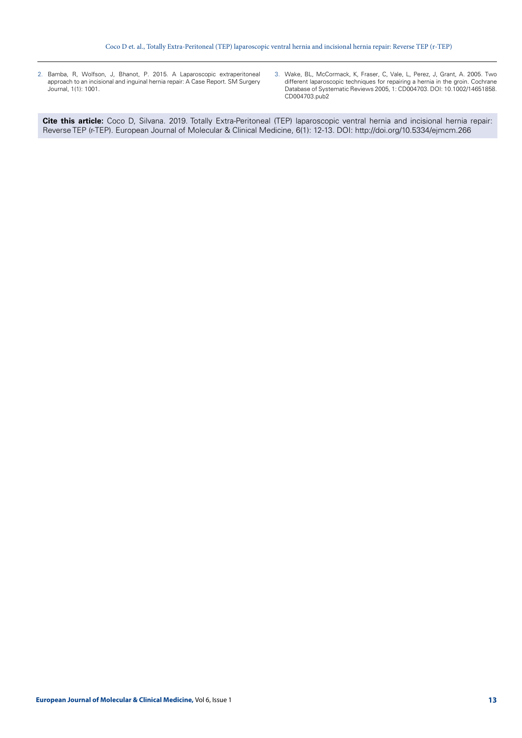2. Bamba, R, Wolfson, J, Bhanot, P. 2015. A Laparoscopic extraperitoneal approach to an incisional and inguinal hernia repair: A Case Report. SM Surgery Journal, 1(1): 1001.
3. Wake, BL, McCormack, K, Fraser, C, Vale, L, Perez, J, Grant, A. 2005. Two different laparoscopic techniques for repairing a hernia in the groin. Cochrane Database of Systematic Reviews 2005, 1: CD004703. DOI: 10.1002/14651858.CD004703.pub2

**Cite this article:** Coco D, Silvana. 2019. Totally Extra-Peritoneal (TEP) laparoscopic ventral hernia and incisional hernia repair: Reverse TEP (r-TEP). European Journal of Molecular & Clinical Medicine, 6(1): 12-13. DOI: http://doi.org/10.5334/ejmcm.266